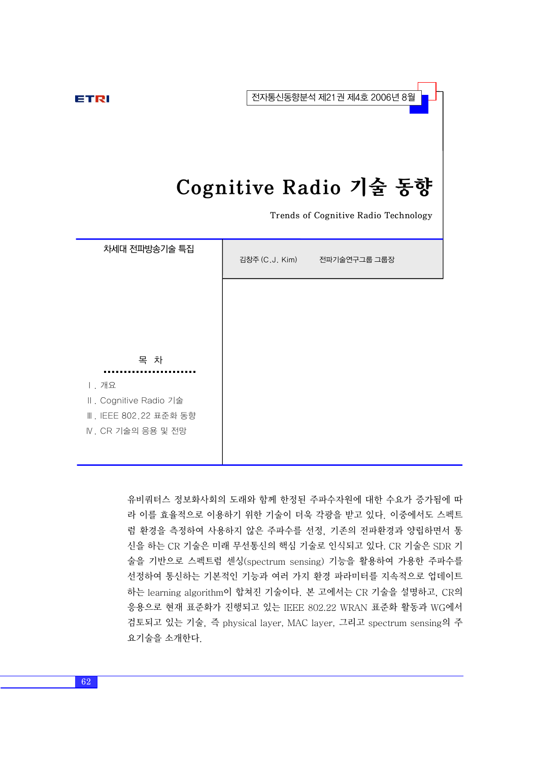# Cognitive Radio 기술 동향

Trends of Cognitive Radio Technology

차세대 전파방송기술 특집

김창주 (C.J. Kim) 전파기술연구그룹 그룹장

목 차

Ⅰ. 개요

Ⅱ. Cognitive Radio 기술

Ⅲ. IEEE 802.22 표준화 동향

Ⅳ. CR 기술의 응용 및 전망

유비쿼터스 정보화사회의 도래와 함께 한정된 주파수자원에 대한 수요가 증가됨에 따라 이를 효율적으로 이용하기 위한 기술이 더욱 각광을 받고 있다. 이중에서도 스펙트럼 환경을 측정하여 사용하지 않은 주파수를 선정, 기존의 전파환경과 양립하면서 통신을 하는 CR 기술은 미래 무선통신의 핵심 기술로 인식되고 있다. CR 기술은 SDR 기술을 기반으로 스펙트럼 센싱(spectrum sensing) 기능을 활용하여 가용한 주파수를 선정하여 통신하는 기본적인 기능과 여러 가지 환경 파라미터를 지속적으로 업데이트 하는 learning algorithm이 합쳐진 기술이다. 본 고에서는 CR 기술을 설명하고, CR의 응용으로 현재 표준화가 진행되고 있는 IEEE 802.22 WRAN 표준화 활동과 WG에서 검토되고 있는 기술, 즉 physical layer, MAC layer, 그리고 spectrum sensing의 주요기술을 소개한다.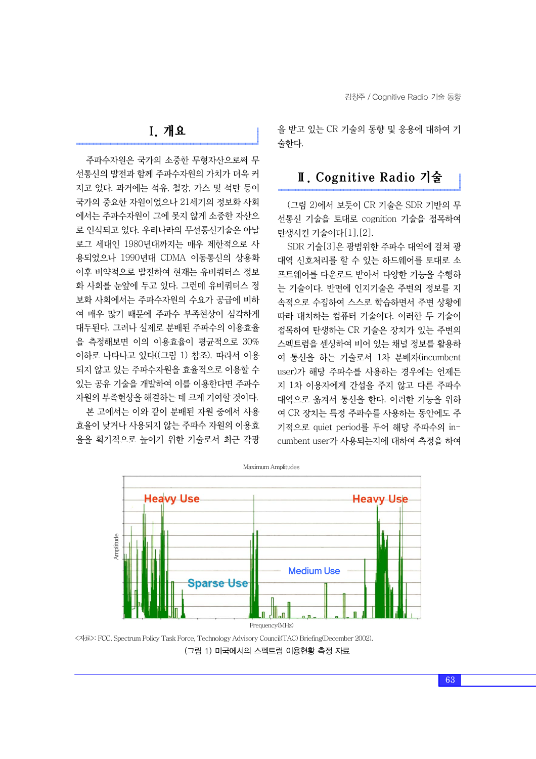## Ⅰ. 개요

주파수자원은 국가의 소중한 무형자산으로써 무선통신의 발전과 함께 주파수자원의 가치가 더욱 커지고 있다. 과거에는 석유, 철강, 가스 및 석탄 등이 국가의 중요한 자원이었으나 21세기의 정보화 사회에서는 주파수자원이 그에 못지 않게 소중한 자산으로 인식되고 있다. 우리나라의 무선통신기술은 아날로그 세대인 1980년대까지는 매우 제한적으로 사용되었으나 1990년대 CDMA 이동통신의 상용화 이후 비약적으로 발전하여 현재는 유비쿼터스 정보화 사회를 눈앞에 두고 있다. 그런데 유비쿼터스 정보화 사회에서는 주파수자원의 수요가 공급에 비하여 매우 많기 때문에 주파수 부족현상이 심각하게 대두된다. 그러나 실제로 분배된 주파수의 이용효율을 측정해보면 이의 이용효율이 평균적으로 30% 이하로 나타나고 있다((그림 1) 참조). 따라서 이용되지 않고 있는 주파수자원을 효율적으로 이용할 수 있는 공유 기술을 개발하여 이를 이용한다면 주파수자원의 부족현상을 해결하는 데 크게 기여할 것이다.

본 고에서는 이와 같이 분배된 자원 중에서 사용효율이 낮거나 사용되지 않는 주파수 자원의 이용효율을 획기적으로 높이기 위한 기술로서 최근 각광을 받고 있는 CR 기술의 동향 및 응용에 대하여 기술한다.

## Ⅱ. Cognitive Radio 기술

(그림 2)에서 보듯이 CR 기술은 SDR 기반의 무선통신 기술을 토대로 cognition 기술을 접목하여 탄생시킨 기술이다[1],[2].

SDR 기술[3]은 광범위한 주파수 대역에 걸쳐 광대역 신호처리를 할 수 있는 하드웨어를 토대로 소프트웨어를 다운로드 받아서 다양한 기능을 수행하는 기술이다. 반면에 인지기술은 주변의 정보를 지속적으로 수집하여 스스로 학습하면서 주변 상황에 따라 대처하는 컴퓨터 기술이다. 이러한 두 기술이 접목하여 탄생하는 CR 기술은 장치가 있는 주변의 스펙트럼을 센싱하여 비어 있는 채널 정보를 활용하여 통신을 하는 기술로서 1차 분배자(incumbent user)가 해당 주파수를 사용하는 경우에는 언제든지 1차 이용자에게 간섭을 주지 않고 다른 주파수 대역으로 옮겨서 통신을 한다. 이러한 기능을 위하여 CR 장치는 특정 주파수를 사용하는 동안에도 주기적으로 quiet period를 두어 해당 주파수의 incumbent user가 사용되는지에 대하여 측정을 하여

<자료>: FCC, Spectrum Policy Task Force, Technology Advisory Council(TAC) Briefing(December 2002).

(그림 1) 미국에서의 스펙트럼 이용현황 측정 자료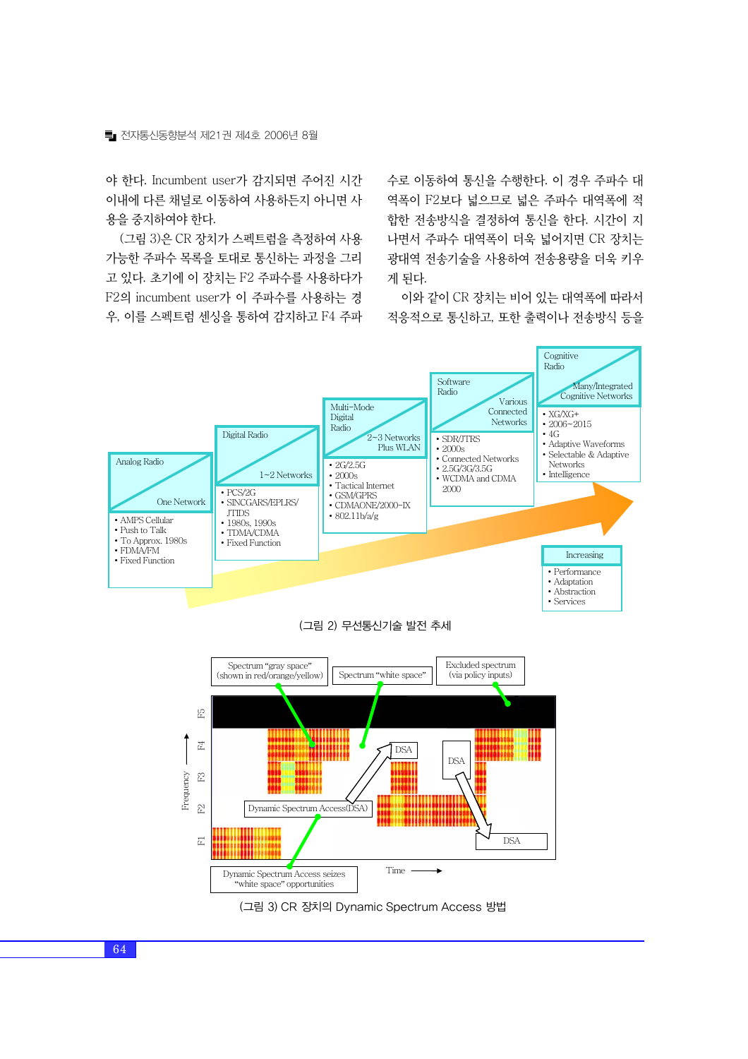야 한다. Incumbent user가 감지되면 주어진 시간 이내에 다른 채널로 이동하여 사용하든지 아니면 사용을 중지하여야 한다.

(그림 3)은 CR 장치가 스펙트럼을 측정하여 사용 가능한 주파수 목록을 토대로 통신하는 과정을 그리고 있다. 초기에 이 장치는 F2 주파수를 사용하다가 F2의 incumbent user가 이 주파수를 사용하는 경우, 이를 스펙트럼 센싱을 통하여 감지하고 F4 주파수로 이동하여 통신을 수행한다. 이 경우 주파수 대역폭이 F2보다 넓으므로 넓은 주파수 대역폭에 적합한 전송방식을 결정하여 통신을 한다. 시간이 지나면서 주파수 대역폭이 더욱 넓어지면 CR 장치는 광대역 전송기술을 사용하여 전송용량을 더욱 키우게 된다.

이와 같이 CR 장치는 비어 있는 대역폭에 따라서 적응적으로 통신하고, 또한 출력이나 전송방식 등을

| Analog Radio / One Network | Digital Radio / 1~2 Networks | Multi-Mode Digital Radio / 2~3 Networks Plus WLAN | Software Radio / Various Connected Networks | Cognitive Radio / Many/Integrated Cognitive Networks |
|---|---|---|---|---|
| • AMPS Cellular<br>• Push to Talk<br>• To Approx. 1980s<br>• FDMA/FM<br>• Fixed Function | • PCS/2G<br>• SINCGARS/EPLRS/JTIDS<br>• 1980s, 1990s<br>• TDMA/CDMA<br>• Fixed Function | • 2G/2.5G<br>• 2000s<br>• Tactical Internet<br>• GSM/GPRS<br>• CDMAONE/2000-IX<br>• 802.11b/a/g | • SDR/JTRS<br>• 2000s<br>• Connected Networks<br>• 2.5G/3G/3.5G<br>• WCDMA and CDMA 2000 | • XG/XG+<br>• 2006~2015<br>• 4G<br>• Adaptive Waveforms<br>• Selectable & Adaptive Networks<br>• Intelligence |

Increasing
• Performance
• Adaptation
• Abstraction
• Services

(그림 2) 무선통신기술 발전 추세

Spectrum "gray space" (shown in red/orange/yellow) | Spectrum "white space" | Excluded spectrum (via policy inputs)

Frequency: F1, F2, F3, F4, F5 | Time

DSA | DSA | DSA | Dynamic Spectrum Access(DSA)

Dynamic Spectrum Access seizes "white space" opportunities

(그림 3) CR 장치의 Dynamic Spectrum Access 방법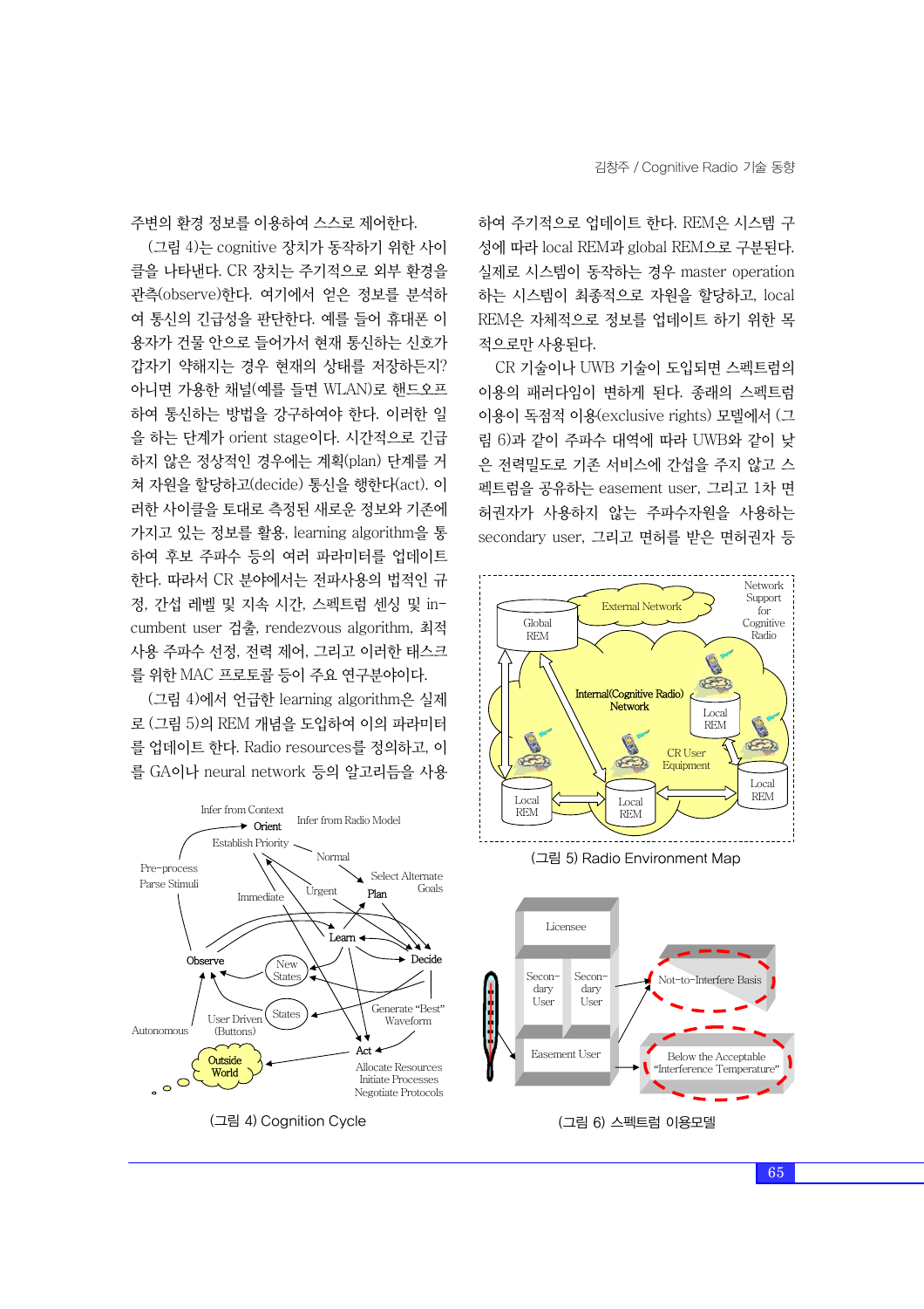주변의 환경 정보를 이용하여 스스로 제어한다.

(그림 4)는 cognitive 장치가 동작하기 위한 사이클을 나타낸다. CR 장치는 주기적으로 외부 환경을 관측(observe)한다. 여기에서 얻은 정보를 분석하여 통신의 긴급성을 판단한다. 예를 들어 휴대폰 이용자가 건물 안으로 들어가서 현재 통신하는 신호가 갑자기 약해지는 경우 현재의 상태를 저장하든지? 아니면 가용한 채널(예를 들면 WLAN)로 핸드오프하여 통신하는 방법을 강구하여야 한다. 이러한 일을 하는 단계가 orient stage이다. 시간적으로 긴급하지 않은 정상적인 경우에는 계획(plan) 단계를 거쳐 자원을 할당하고(decide) 통신을 행한다(act). 이러한 사이클을 토대로 측정된 새로운 정보와 기존에 가지고 있는 정보를 활용, learning algorithm을 통하여 후보 주파수 등의 여러 파라미터를 업데이트 한다. 따라서 CR 분야에서는 전파사용의 법적인 규정, 간섭 레벨 및 지속 시간, 스펙트럼 센싱 및 incumbent user 검출, rendezvous algorithm, 최적 사용 주파수 선정, 전력 제어, 그리고 이러한 태스크를 위한 MAC 프로토콜 등이 주요 연구분야이다.

(그림 4)에서 언급한 learning algorithm은 실제로 (그림 5)의 REM 개념을 도입하여 이의 파라미터를 업데이트 한다. Radio resources를 정의하고, 이를 GA이나 neural network 등의 알고리듬을 사용

(그림 4) Cognition Cycle

하여 주기적으로 업데이트 한다. REM은 시스템 구성에 따라 local REM과 global REM으로 구분된다. 실제로 시스템이 동작하는 경우 master operation 하는 시스템이 최종적으로 자원을 할당하고, local REM은 자체적으로 정보를 업데이트 하기 위한 목적으로만 사용된다.

CR 기술이나 UWB 기술이 도입되면 스펙트럼의 이용의 패러다임이 변하게 된다. 종래의 스펙트럼 이용이 독점적 이용(exclusive rights) 모델에서 (그림 6)과 같이 주파수 대역에 따라 UWB와 같이 낮은 전력밀도로 기존 서비스에 간섭을 주지 않고 스펙트럼을 공유하는 easement user, 그리고 1차 면허권자가 사용하지 않는 주파수자원을 사용하는 secondary user, 그리고 면허를 받은 면허권자 등

(그림 5) Radio Environment Map

(그림 6) 스펙트럼 이용모델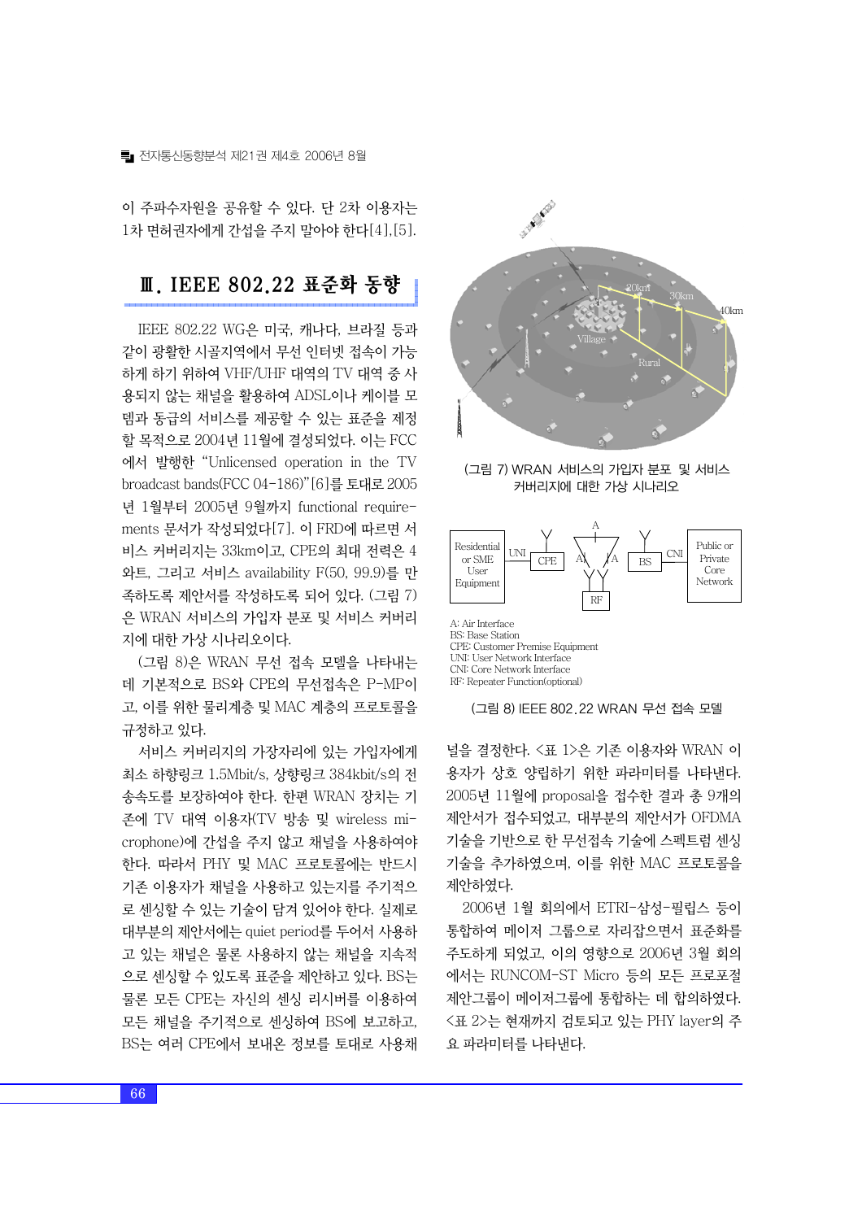이 주파수자원을 공유할 수 있다. 단 2차 이용자는 1차 면허권자에게 간섭을 주지 말아야 한다[4],[5].

## Ⅲ. IEEE 802.22 표준화 동향

IEEE 802.22 WG은 미국, 캐나다, 브라질 등과 같이 광활한 시골지역에서 무선 인터넷 접속이 가능하게 하기 위하여 VHF/UHF 대역의 TV 대역 중 사용되지 않는 채널을 활용하여 ADSL이나 케이블 모뎀과 동급의 서비스를 제공할 수 있는 표준을 제정할 목적으로 2004년 11월에 결성되었다. 이는 FCC에서 발행한 “Unlicensed operation in the TV broadcast bands(FCC 04-186)”[6]를 토대로 2005년 1월부터 2005년 9월까지 functional requirements 문서가 작성되었다[7]. 이 FRD에 따르면 서비스 커버리지는 33km이고, CPE의 최대 전력은 4와트, 그리고 서비스 availability F(50, 99.9)를 만족하도록 제안서를 작성하도록 되어 있다. (그림 7)은 WRAN 서비스의 가입자 분포 및 서비스 커버리지에 대한 가상 시나리오이다.

(그림 8)은 WRAN 무선 접속 모델을 나타내는데 기본적으로 BS와 CPE의 무선접속은 P-MP이고, 이를 위한 물리계층 및 MAC 계층의 프로토콜을 규정하고 있다.

서비스 커버리지의 가장자리에 있는 가입자에게 최소 하향링크 1.5Mbit/s, 상향링크 384kbit/s의 전송속도를 보장하여야 한다. 한편 WRAN 장치는 기존에 TV 대역 이용자(TV 방송 및 wireless microphone)에 간섭을 주지 않고 채널을 사용하여야 한다. 따라서 PHY 및 MAC 프로토콜에는 반드시 기존 이용자가 채널을 사용하고 있는지를 주기적으로 센싱할 수 있는 기술이 담겨 있어야 한다. 실제로 대부분의 제안서에는 quiet period를 두어서 사용하고 있는 채널은 물론 사용하지 않는 채널을 지속적으로 센싱할 수 있도록 표준을 제안하고 있다. BS는 물론 모든 CPE는 자신의 센싱 리시버를 이용하여 모든 채널을 주기적으로 센싱하여 BS에 보고하고, BS는 여러 CPE에서 보내온 정보를 토대로 사용채널을 결정한다. <표 1>은 기존 이용자와 WRAN 이용자가 상호 양립하기 위한 파라미터를 나타낸다. 2005년 11월에 proposal을 접수한 결과 총 9개의 제안서가 접수되었고, 대부분의 제안서가 OFDMA 기술을 기반으로 한 무선접속 기술에 스펙트럼 센싱 기술을 추가하였으며, 이를 위한 MAC 프로토콜을 제안하였다.

2006년 1월 회의에서 ETRI-삼성-필립스 등이 통합하여 메이저 그룹으로 자리잡으면서 표준화를 주도하게 되었고, 이의 영향으로 2006년 3월 회의에서는 RUNCOM-ST Micro 등의 모든 프로포절 제안그룹이 메이저그룹에 통합하는 데 합의하였다. <표 2>는 현재까지 검토되고 있는 PHY layer의 주요 파라미터를 나타낸다.

20km 30km 40km Village Rural

(그림 7) WRAN 서비스의 가입자 분포 및 서비스 커버리지에 대한 가상 시나리오

Residential or SME User Equipment — UNI — CPE — A — A — A — BS — CNI — Public or Private Core Network; RF

A: Air Interface
BS: Base Station
CPE: Customer Premise Equipment
UNI: User Network Interface
CNI: Core Network Interface
RF: Repeater Function(optional)

(그림 8) IEEE 802.22 WRAN 무선 접속 모델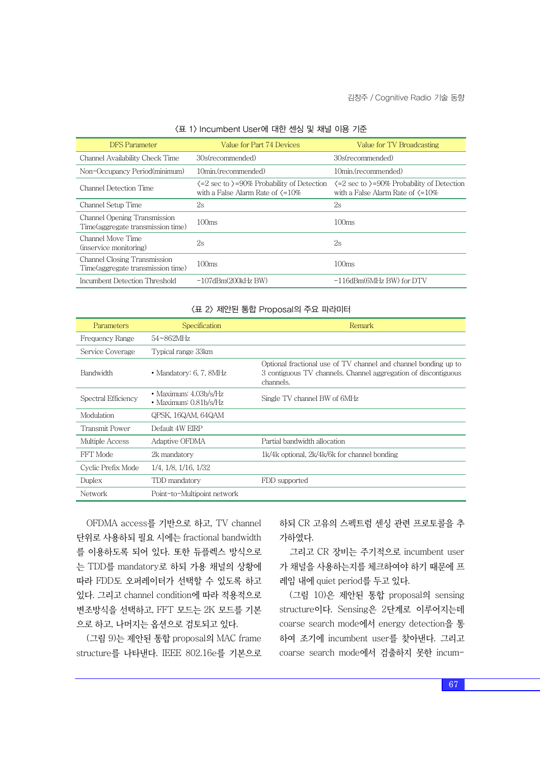〈표 1〉 Incumbent User에 대한 센싱 및 채널 이용 기준

| DFS Parameter | Value for Part 74 Devices | Value for TV Broadcasting |
|---|---|---|
| Channel Availability Check Time | 30s(recommended) | 30s(recommended) |
| Non-Occupancy Period(minimum) | 10min.(recommended) | 10min.(recommended) |
| Channel Detection Time | 〈=2 sec to 〉=90% Probability of Detection with a False Alarm Rate of 〈=10% | 〈=2 sec to 〉=90% Probability of Detection with a False Alarm Rate of 〈=10% |
| Channel Setup Time | 2s | 2s |
| Channel Opening Transmission Time(aggregate transmission time) | 100ms | 100ms |
| Channel Move Time (inservice monitoring) | 2s | 2s |
| Channel Closing Transmission Time(aggregate transmission time) | 100ms | 100ms |
| Incumbent Detection Threshold | -107dBm(200kHz BW) | -116dBm(6MHz BW) for DTV |

〈표 2〉 제안된 통합 Proposal의 주요 파라미터

| Parameters | Specification | Remark |
|---|---|---|
| Frequency Range | 54~862MHz | |
| Service Coverage | Typical range 33km | |
| Bandwidth | • Mandatory: 6, 7, 8MHz | Optional fractional use of TV channel and channel bonding up to 3 contiguous TV channels. Channel aggregation of discontiguous channels. |
| Spectral Efficiency | • Maximum: 4.03b/s/Hz<br>• Maximum: 0.81b/s/Hz | Single TV channel BW of 6MHz |
| Modulation | QPSK, 16QAM, 64QAM | |
| Transmit Power | Default 4W EIRP | |
| Multiple Access | Adaptive OFDMA | Partial bandwidth allocation |
| FFT Mode | 2k mandatory | 1k/4k optional, 2k/4k/6k for channel bonding |
| Cyclic Prefix Mode | 1/4, 1/8, 1/16, 1/32 | |
| Duplex | TDD mandatory | FDD supported |
| Network | Point-to-Multipoint network | |

OFDMA access를 기반으로 하고, TV channel 단위로 사용하되 필요 시에는 fractional bandwidth를 이용하도록 되어 있다. 또한 듀플렉스 방식으로는 TDD를 mandatory로 하되 가용 채널의 상황에 따라 FDD도 오퍼레이터가 선택할 수 있도록 하고 있다. 그리고 channel condition에 따라 적용적으로 변조방식을 선택하고, FFT 모드는 2K 모드를 기본으로 하고, 나머지는 옵션으로 검토되고 있다.

(그림 9)는 제안된 통합 proposal의 MAC frame structure를 나타낸다. IEEE 802.16e를 기본으로 하되 CR 고유의 스펙트럼 센싱 관련 프로토콜을 추가하였다.

그리고 CR 장비는 주기적으로 incumbent user가 채널을 사용하는지를 체크하여야 하기 때문에 프레임 내에 quiet period를 두고 있다.

(그림 10)은 제안된 통합 proposal의 sensing structure이다. Sensing은 2단계로 이루어지는데 coarse search mode에서 energy detection을 통하여 조기에 incumbent user를 찾아낸다. 그리고 coarse search mode에서 검출하지 못한 incum-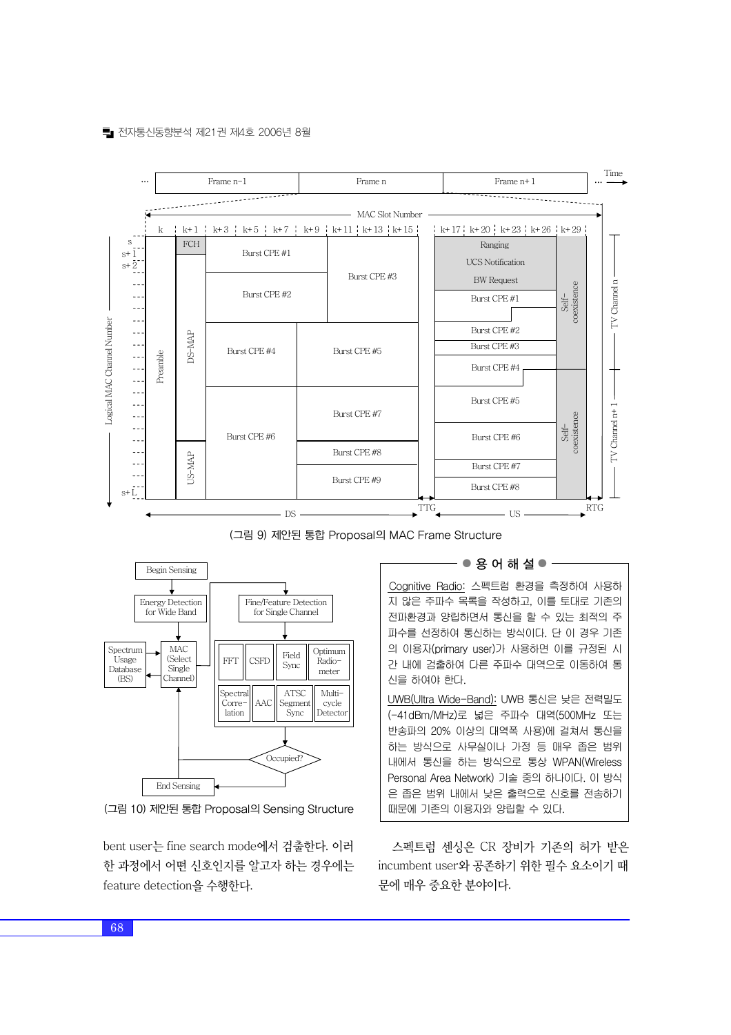(그림 9) 제안된 통합 Proposal의 MAC Frame Structure

(그림 10) 제안된 통합 Proposal의 Sensing Structure

bent user는 fine search mode에서 검출한다. 이러한 과정에서 어떤 신호인지를 알고자 하는 경우에는 feature detection을 수행한다.

스펙트럼 센싱은 CR 장비가 기존의 허가 받은 incumbent user와 공존하기 위한 필수 요소이기 때문에 매우 중요한 분야이다.

**● 용 어 해 설 ●**

Cognitive Radio: 스펙트럼 환경을 측정하여 사용하지 않은 주파수 목록을 작성하고, 이를 토대로 기존의 전파환경과 양립하면서 통신을 할 수 있는 최적의 주파수를 선정하여 통신하는 방식이다. 단 이 경우 기존의 이용자(primary user)가 사용하면 이를 규정된 시간 내에 검출하여 다른 주파수 대역으로 이동하여 통신을 하여야 한다.

UWB(Ultra Wide-Band): UWB 통신은 낮은 전력밀도(-41dBm/MHz)로 넓은 주파수 대역(500MHz 또는 반송파의 20% 이상의 대역폭 사용)에 걸쳐서 통신을 하는 방식으로 사무실이나 가정 등 매우 좁은 범위 내에서 통신을 하는 방식으로 통상 WPAN(Wireless Personal Area Network) 기술 중의 하나이다. 이 방식은 좁은 범위 내에서 낮은 출력으로 신호를 전송하기 때문에 기존의 이용자와 양립할 수 있다.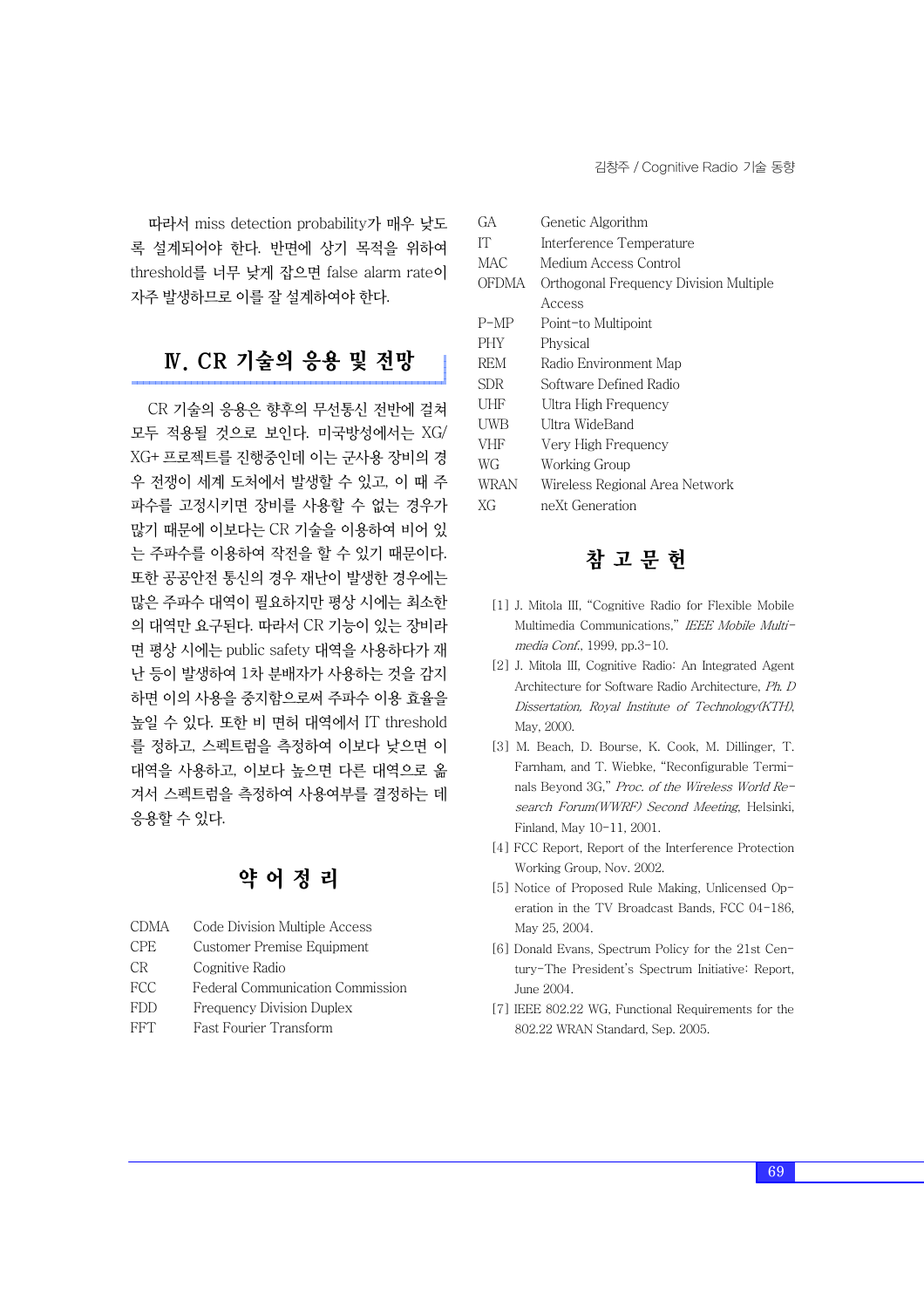따라서 miss detection probability가 매우 낮도록 설계되어야 한다. 반면에 상기 목적을 위하여 threshold를 너무 낮게 잡으면 false alarm rate이 자주 발생하므로 이를 잘 설계하여야 한다.

## Ⅳ. CR 기술의 응용 및 전망

CR 기술의 응용은 향후의 무선통신 전반에 걸쳐 모두 적용될 것으로 보인다. 미국방성에서는 XG/XG+ 프로젝트를 진행중인데 이는 군사용 장비의 경우 전쟁이 세계 도처에서 발생할 수 있고, 이 때 주파수를 고정시키면 장비를 사용할 수 없는 경우가 많기 때문에 이보다는 CR 기술을 이용하여 비어 있는 주파수를 이용하여 작전을 할 수 있기 때문이다. 또한 공공안전 통신의 경우 재난이 발생한 경우에는 많은 주파수 대역이 필요하지만 평상 시에는 최소한의 대역만 요구된다. 따라서 CR 기능이 있는 장비라면 평상 시에는 public safety 대역을 사용하다가 재난 등이 발생하여 1차 분배자가 사용하는 것을 감지하면 이의 사용을 중지함으로써 주파수 이용 효율을 높일 수 있다. 또한 비 면허 대역에서 IT threshold를 정하고, 스펙트럼을 측정하여 이보다 낮으면 이 대역을 사용하고, 이보다 높으면 다른 대역으로 옮겨서 스펙트럼을 측정하여 사용여부를 결정하는 데 응용할 수 있다.

## 약 어 정 리

| | |
|---|---|
| CDMA | Code Division Multiple Access |
| CPE | Customer Premise Equipment |
| CR | Cognitive Radio |
| FCC | Federal Communication Commission |
| FDD | Frequency Division Duplex |
| FFT | Fast Fourier Transform |
| GA | Genetic Algorithm |
| IT | Interference Temperature |
| MAC | Medium Access Control |
| OFDMA | Orthogonal Frequency Division Multiple Access |
| P-MP | Point-to Multipoint |
| PHY | Physical |
| REM | Radio Environment Map |
| SDR | Software Defined Radio |
| UHF | Ultra High Frequency |
| UWB | Ultra WideBand |
| VHF | Very High Frequency |
| WG | Working Group |
| WRAN | Wireless Regional Area Network |
| XG | neXt Generation |

## 참 고 문 헌

[1] J. Mitola III, "Cognitive Radio for Flexible Mobile Multimedia Communications," *IEEE Mobile Multimedia Conf.*, 1999, pp.3-10.

[2] J. Mitola III, Cognitive Radio: An Integrated Agent Architecture for Software Radio Architecture, *Ph. D Dissertation, Royal Institute of Technology(KTH)*, May, 2000.

[3] M. Beach, D. Bourse, K. Cook, M. Dillinger, T. Farnham, and T. Wiebke, "Reconfigurable Terminals Beyond 3G," *Proc. of the Wireless World Research Forum(WWRF) Second Meeting*, Helsinki, Finland, May 10-11, 2001.

[4] FCC Report, Report of the Interference Protection Working Group, Nov. 2002.

[5] Notice of Proposed Rule Making, Unlicensed Operation in the TV Broadcast Bands, FCC 04-186, May 25, 2004.

[6] Donald Evans, Spectrum Policy for the 21st Century-The President's Spectrum Initiative: Report, June 2004.

[7] IEEE 802.22 WG, Functional Requirements for the 802.22 WRAN Standard, Sep. 2005.